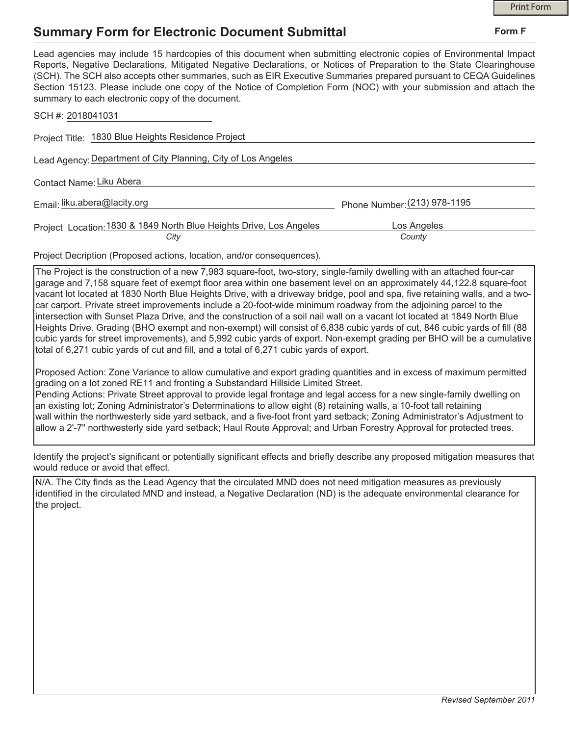# Summary Form for Electronic Document Submittal

**Form F**

Lead agencies may include 15 hardcopies of this document when submitting electronic copies of Environmental Impact Reports, Negative Declarations, Mitigated Negative Declarations, or Notices of Preparation to the State Clearinghouse (SCH). The SCH also accepts other summaries, such as EIR Executive Summaries prepared pursuant to CEQA Guidelines Section 15123. Please include one copy of the Notice of Completion Form (NOC) with your submission and attach the summary to each electronic copy of the document.

SCH #: 2018041031

Project Title: 1830 Blue Heights Residence Project

Lead Agency: Department of City Planning, City of Los Angeles

Contact Name: Liku Abera

Email: liku.abera@lacity.org

Phone Number: (213) 978-1195

Project Location: 1830 & 1849 North Blue Heights Drive, Los Angeles (*City*) — Los Angeles (*County*)

Project Decription (Proposed actions, location, and/or consequences).

The Project is the construction of a new 7,983 square-foot, two-story, single-family dwelling with an attached four-car garage and 7,158 square feet of exempt floor area within one basement level on an approximately 44,122.8 square-foot vacant lot located at 1830 North Blue Heights Drive, with a driveway bridge, pool and spa, five retaining walls, and a two-car carport. Private street improvements include a 20-foot-wide minimum roadway from the adjoining parcel to the intersection with Sunset Plaza Drive, and the construction of a soil nail wall on a vacant lot located at 1849 North Blue Heights Drive. Grading (BHO exempt and non-exempt) will consist of 6,838 cubic yards of cut, 846 cubic yards of fill (88 cubic yards for street improvements), and 5,992 cubic yards of export. Non-exempt grading per BHO will be a cumulative total of 6,271 cubic yards of cut and fill, and a total of 6,271 cubic yards of export.

Proposed Action: Zone Variance to allow cumulative and export grading quantities and in excess of maximum permitted grading on a lot zoned RE11 and fronting a Substandard Hillside Limited Street.
Pending Actions: Private Street approval to provide legal frontage and legal access for a new single-family dwelling on an existing lot; Zoning Administrator's Determinations to allow eight (8) retaining walls, a 10-foot tall retaining wall within the northwesterly side yard setback, and a five-foot front yard setback; Zoning Administrator's Adjustment to allow a 2'-7" northwesterly side yard setback; Haul Route Approval; and Urban Forestry Approval for protected trees.

Identify the project's significant or potentially significant effects and briefly describe any proposed mitigation measures that would reduce or avoid that effect.

N/A. The City finds as the Lead Agency that the circulated MND does not need mitigation measures as previously identified in the circulated MND and instead, a Negative Declaration (ND) is the adequate environmental clearance for the project.

*Revised September 2011*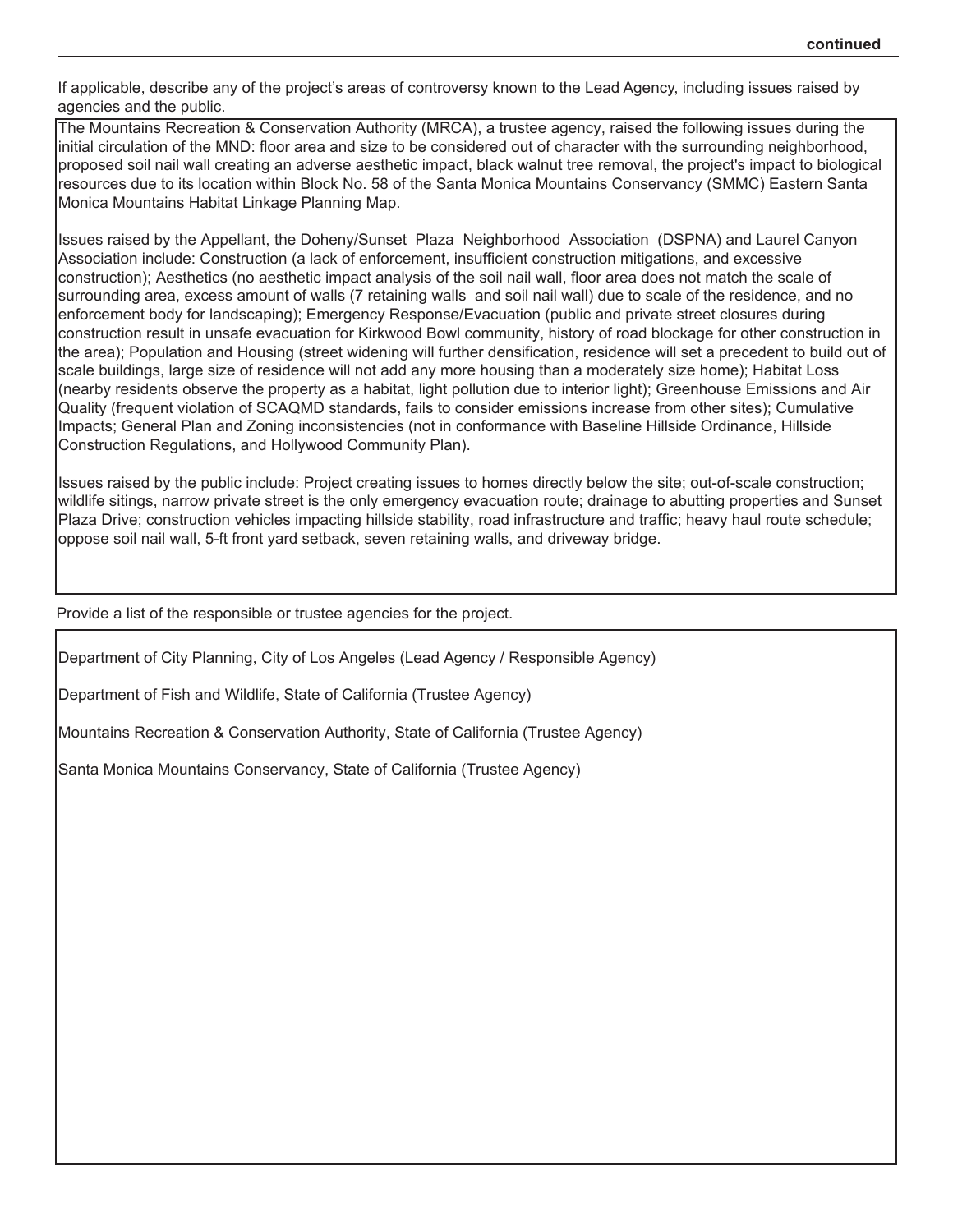If applicable, describe any of the project's areas of controversy known to the Lead Agency, including issues raised by agencies and the public.

The Mountains Recreation & Conservation Authority (MRCA), a trustee agency, raised the following issues during the initial circulation of the MND: floor area and size to be considered out of character with the surrounding neighborhood, proposed soil nail wall creating an adverse aesthetic impact, black walnut tree removal, the project's impact to biological resources due to its location within Block No. 58 of the Santa Monica Mountains Conservancy (SMMC) Eastern Santa Monica Mountains Habitat Linkage Planning Map.

Issues raised by the Appellant, the Doheny/Sunset Plaza Neighborhood Association (DSPNA) and Laurel Canyon Association include: Construction (a lack of enforcement, insufficient construction mitigations, and excessive construction); Aesthetics (no aesthetic impact analysis of the soil nail wall, floor area does not match the scale of surrounding area, excess amount of walls (7 retaining walls and soil nail wall) due to scale of the residence, and no enforcement body for landscaping); Emergency Response/Evacuation (public and private street closures during construction result in unsafe evacuation for Kirkwood Bowl community, history of road blockage for other construction in the area); Population and Housing (street widening will further densification, residence will set a precedent to build out of scale buildings, large size of residence will not add any more housing than a moderately size home); Habitat Loss (nearby residents observe the property as a habitat, light pollution due to interior light); Greenhouse Emissions and Air Quality (frequent violation of SCAQMD standards, fails to consider emissions increase from other sites); Cumulative Impacts; General Plan and Zoning inconsistencies (not in conformance with Baseline Hillside Ordinance, Hillside Construction Regulations, and Hollywood Community Plan).

Issues raised by the public include: Project creating issues to homes directly below the site; out-of-scale construction; wildlife sitings, narrow private street is the only emergency evacuation route; drainage to abutting properties and Sunset Plaza Drive; construction vehicles impacting hillside stability, road infrastructure and traffic; heavy haul route schedule; oppose soil nail wall, 5-ft front yard setback, seven retaining walls, and driveway bridge.

Provide a list of the responsible or trustee agencies for the project.

Department of City Planning, City of Los Angeles (Lead Agency / Responsible Agency)

Department of Fish and Wildlife, State of California (Trustee Agency)

Mountains Recreation & Conservation Authority, State of California (Trustee Agency)

Santa Monica Mountains Conservancy, State of California (Trustee Agency)